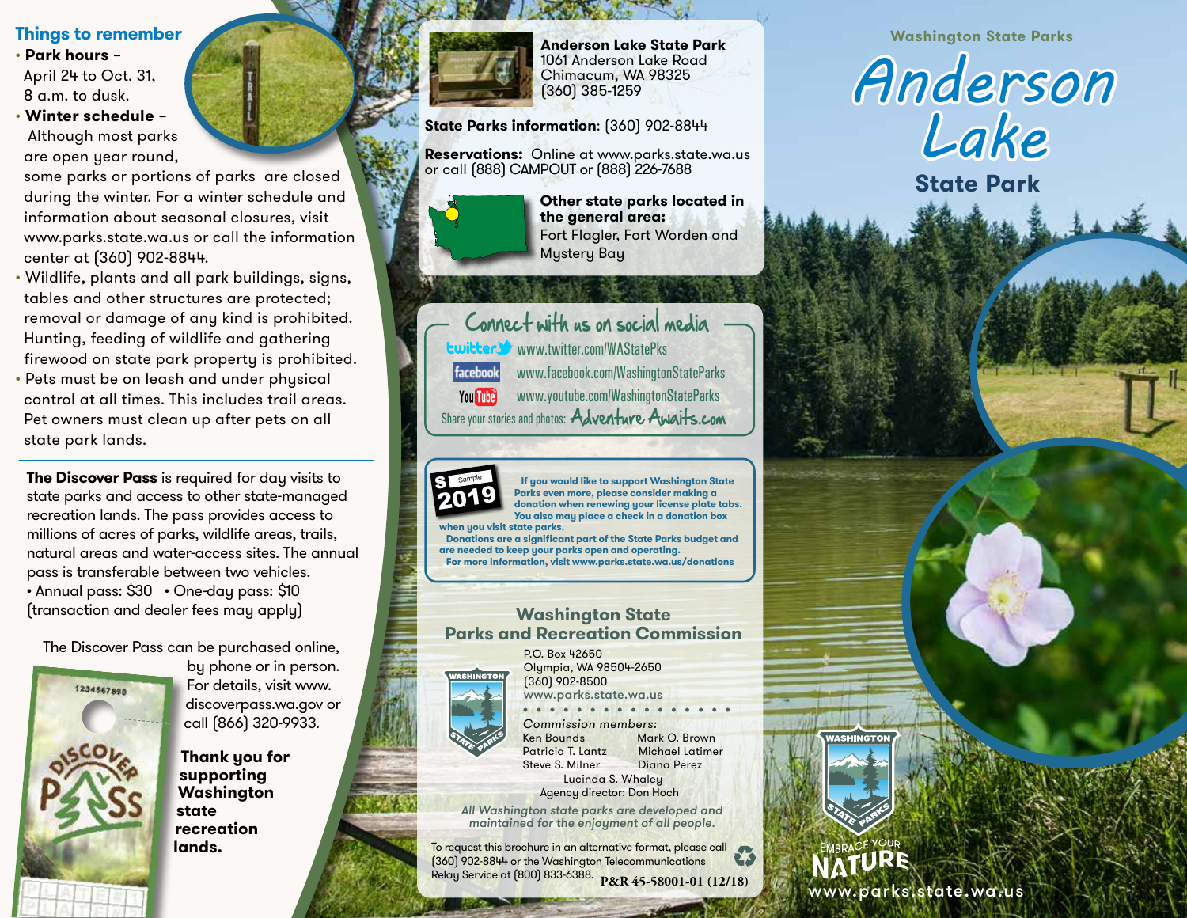## Things to remember

- **Park hours** – April 24 to Oct. 31, 8 a.m. to dusk.
- **Winter schedule** – Although most parks are open year round, some parks or portions of parks are closed during the winter. For a winter schedule and information about seasonal closures, visit www.parks.state.wa.us or call the information center at (360) 902-8844.
- Wildlife, plants and all park buildings, signs, tables and other structures are protected; removal or damage of any kind is prohibited. Hunting, feeding of wildlife and gathering firewood on state park property is prohibited.
- Pets must be on leash and under physical control at all times. This includes trail areas. Pet owners must clean up after pets on all state park lands.

**The Discover Pass** is required for day visits to state parks and access to other state-managed recreation lands. The pass provides access to millions of acres of parks, wildlife areas, trails, natural areas and water-access sites. The annual pass is transferable between two vehicles.
• Annual pass: $30 • One-day pass: $10
(transaction and dealer fees may apply)

The Discover Pass can be purchased online, by phone or in person. For details, visit www.discoverpass.wa.gov or call (866) 320-9933.

**Thank you for supporting Washington state recreation lands.**

**Anderson Lake State Park**
1061 Anderson Lake Road
Chimacum, WA 98325
(360) 385-1259

**State Parks information**: (360) 902-8844

**Reservations:** Online at www.parks.state.wa.us or call (888) CAMPOUT or (888) 226-7688

**Other state parks located in the general area:**
Fort Flagler, Fort Worden and Mystery Bay

## Connect with us on social media

twitter www.twitter.com/WAStatePks
facebook www.facebook.com/WashingtonStateParks
YouTube www.youtube.com/WashingtonStateParks
Share your stories and photos: Adventure Awaits.com

**If you would like to support Washington State Parks even more, please consider making a donation when renewing your license plate tabs. You also may place a check in a donation box when you visit state parks.**
**Donations are a significant part of the State Parks budget and are needed to keep your parks open and operating.**
**For more information, visit www.parks.state.wa.us/donations**

## Washington State Parks and Recreation Commission

P.O. Box 42650
Olympia, WA 98504-2650
(360) 902-8500
www.parks.state.wa.us

*Commission members:*
Ken Bounds, Mark O. Brown, Patricia T. Lantz, Michael Latimer, Steve S. Milner, Diana Perez, Lucinda S. Whaley
Agency director: Don Hoch

*All Washington state parks are developed and maintained for the enjoyment of all people.*

To request this brochure in an alternative format, please call (360) 902-8844 or the Washington Telecommunications Relay Service at (800) 833-6388. P&R 45-58001-01 (12/18)

Washington State Parks

# Anderson Lake State Park

EMBRACE YOUR NATURE
www.parks.state.wa.us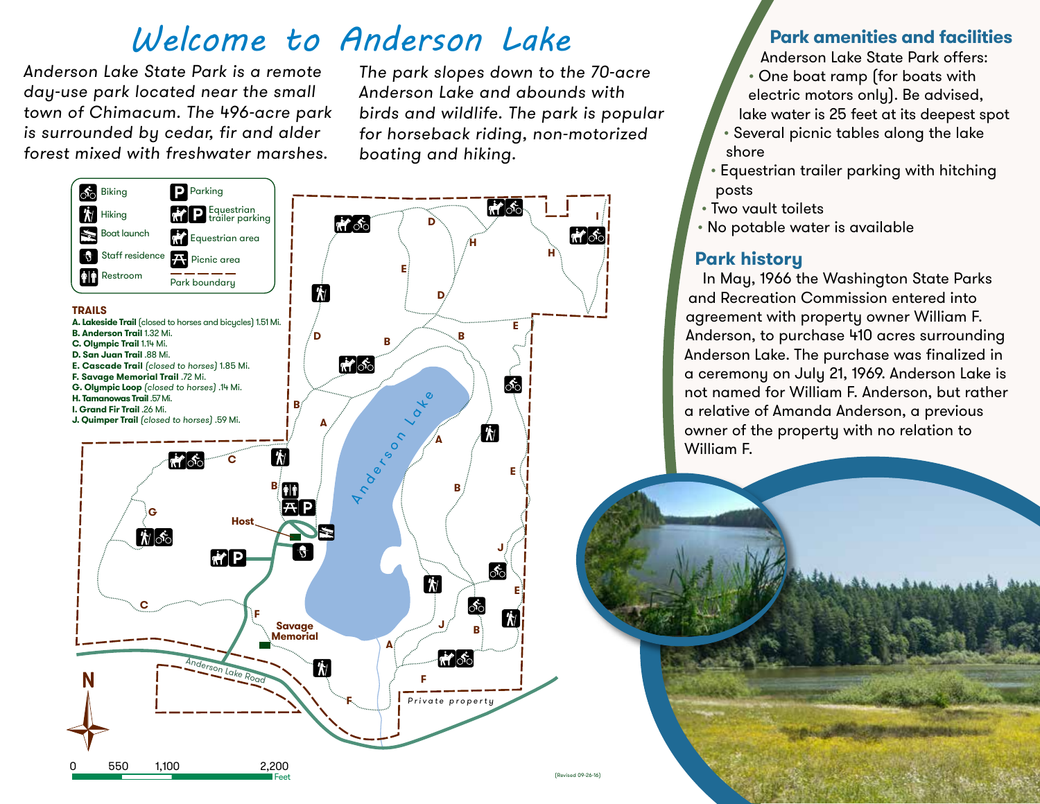# Welcome to Anderson Lake

*Anderson Lake State Park is a remote day-use park located near the small town of Chimacum. The 496-acre park is surrounded by cedar, fir and alder forest mixed with freshwater marshes.*

*The park slopes down to the 70-acre Anderson Lake and abounds with birds and wildlife. The park is popular for horseback riding, non-motorized boating and hiking.*

Biking
Hiking
Boat launch
Staff residence
Restroom
Parking
Equestrian trailer parking
Equestrian area
Picnic area
Park boundary

**TRAILS**

**A. Lakeside Trail** (closed to horses and bicycles) 1.51 Mi.
**B. Anderson Trail** 1.32 Mi.
**C. Olympic Trail** 1.14 Mi.
**D. San Juan Trail** .88 Mi.
**E. Cascade Trail** *(closed to horses)* 1.85 Mi.
**F. Savage Memorial Trail** .72 Mi.
**G. Olympic Loop** *(closed to horses)* .14 Mi.
**H. Tamanowas Trail** .57 Mi.
**I. Grand Fir Trail** .26 Mi.
**J. Quimper Trail** *(closed to horses)* .59 Mi.

Anderson Lake
Host
Savage Memorial
Anderson Lake Road
Private property
N
0 550 1,100 2,200 Feet

(Revised 09-26-16)

## Park amenities and facilities

Anderson Lake State Park offers:

- One boat ramp (for boats with electric motors only). Be advised, lake water is 25 feet at its deepest spot
- Several picnic tables along the lake shore
- Equestrian trailer parking with hitching posts
- Two vault toilets
- No potable water is available

## Park history

In May, 1966 the Washington State Parks and Recreation Commission entered into agreement with property owner William F. Anderson, to purchase 410 acres surrounding Anderson Lake. The purchase was finalized in a ceremony on July 21, 1969. Anderson Lake is not named for William F. Anderson, but rather a relative of Amanda Anderson, a previous owner of the property with no relation to William F.